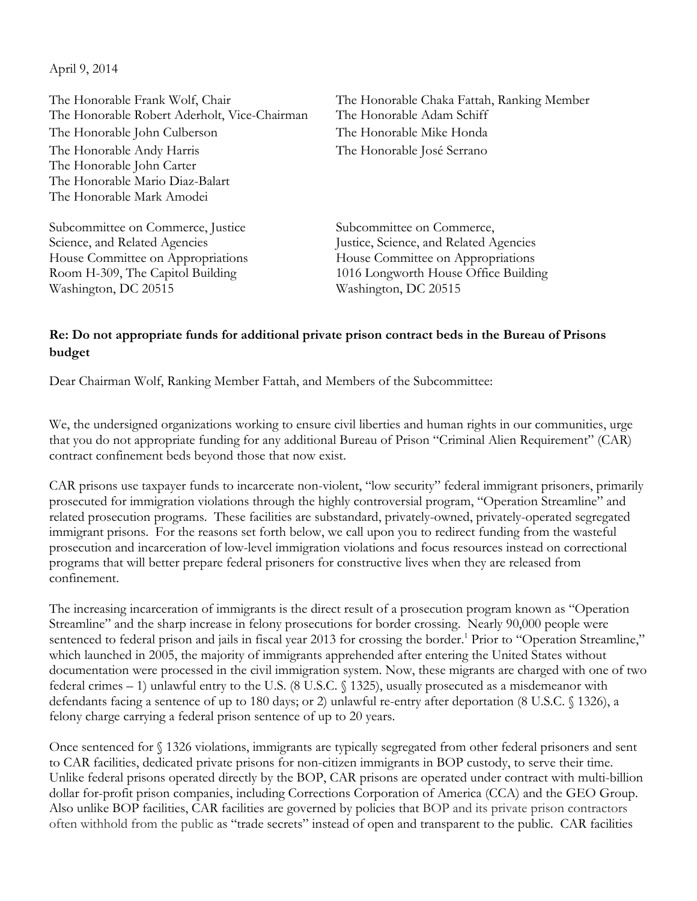April 9, 2014

The Honorable Frank Wolf, Chair
The Honorable Robert Aderholt, Vice-Chairman
The Honorable John Culberson
The Honorable Andy Harris
The Honorable John Carter
The Honorable Mario Diaz-Balart
The Honorable Mark Amodei

The Honorable Chaka Fattah, Ranking Member
The Honorable Adam Schiff
The Honorable Mike Honda
The Honorable José Serrano

Subcommittee on Commerce, Justice
Science, and Related Agencies
House Committee on Appropriations
Room H-309, The Capitol Building
Washington, DC 20515

Subcommittee on Commerce,
Justice, Science, and Related Agencies
House Committee on Appropriations
1016 Longworth House Office Building
Washington, DC 20515

**Re: Do not appropriate funds for additional private prison contract beds in the Bureau of Prisons budget**

Dear Chairman Wolf, Ranking Member Fattah, and Members of the Subcommittee:

We, the undersigned organizations working to ensure civil liberties and human rights in our communities, urge that you do not appropriate funding for any additional Bureau of Prison "Criminal Alien Requirement" (CAR) contract confinement beds beyond those that now exist.

CAR prisons use taxpayer funds to incarcerate non-violent, "low security" federal immigrant prisoners, primarily prosecuted for immigration violations through the highly controversial program, "Operation Streamline" and related prosecution programs. These facilities are substandard, privately-owned, privately-operated segregated immigrant prisons. For the reasons set forth below, we call upon you to redirect funding from the wasteful prosecution and incarceration of low-level immigration violations and focus resources instead on correctional programs that will better prepare federal prisoners for constructive lives when they are released from confinement.

The increasing incarceration of immigrants is the direct result of a prosecution program known as "Operation Streamline" and the sharp increase in felony prosecutions for border crossing. Nearly 90,000 people were sentenced to federal prison and jails in fiscal year 2013 for crossing the border.[1] Prior to "Operation Streamline," which launched in 2005, the majority of immigrants apprehended after entering the United States without documentation were processed in the civil immigration system. Now, these migrants are charged with one of two federal crimes – 1) unlawful entry to the U.S. (8 U.S.C. § 1325), usually prosecuted as a misdemeanor with defendants facing a sentence of up to 180 days; or 2) unlawful re-entry after deportation (8 U.S.C. § 1326), a felony charge carrying a federal prison sentence of up to 20 years.

Once sentenced for § 1326 violations, immigrants are typically segregated from other federal prisoners and sent to CAR facilities, dedicated private prisons for non-citizen immigrants in BOP custody, to serve their time. Unlike federal prisons operated directly by the BOP, CAR prisons are operated under contract with multi-billion dollar for-profit prison companies, including Corrections Corporation of America (CCA) and the GEO Group. Also unlike BOP facilities, CAR facilities are governed by policies that BOP and its private prison contractors often withhold from the public as "trade secrets" instead of open and transparent to the public. CAR facilities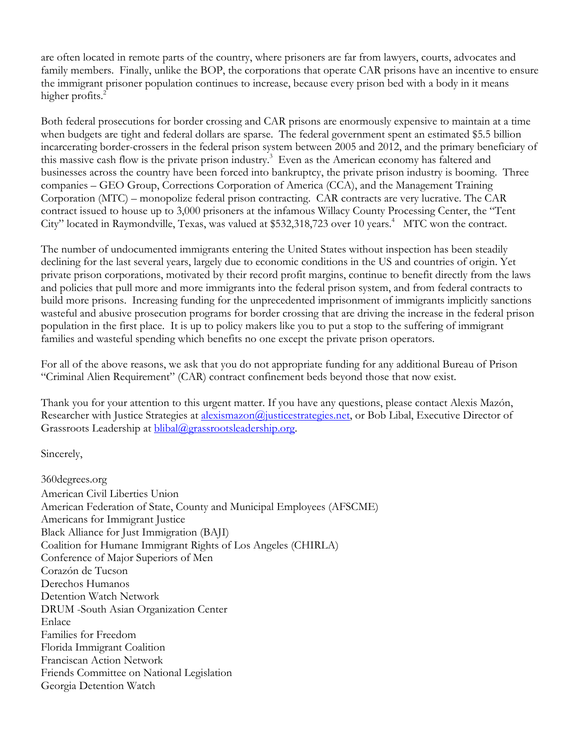are often located in remote parts of the country, where prisoners are far from lawyers, courts, advocates and family members. Finally, unlike the BOP, the corporations that operate CAR prisons have an incentive to ensure the immigrant prisoner population continues to increase, because every prison bed with a body in it means higher profits.[2]

Both federal prosecutions for border crossing and CAR prisons are enormously expensive to maintain at a time when budgets are tight and federal dollars are sparse. The federal government spent an estimated $5.5 billion incarcerating border-crossers in the federal prison system between 2005 and 2012, and the primary beneficiary of this massive cash flow is the private prison industry.[3] Even as the American economy has faltered and businesses across the country have been forced into bankruptcy, the private prison industry is booming. Three companies – GEO Group, Corrections Corporation of America (CCA), and the Management Training Corporation (MTC) – monopolize federal prison contracting. CAR contracts are very lucrative. The CAR contract issued to house up to 3,000 prisoners at the infamous Willacy County Processing Center, the "Tent City" located in Raymondville, Texas, was valued at $532,318,723 over 10 years.[4] MTC won the contract.

The number of undocumented immigrants entering the United States without inspection has been steadily declining for the last several years, largely due to economic conditions in the US and countries of origin. Yet private prison corporations, motivated by their record profit margins, continue to benefit directly from the laws and policies that pull more and more immigrants into the federal prison system, and from federal contracts to build more prisons. Increasing funding for the unprecedented imprisonment of immigrants implicitly sanctions wasteful and abusive prosecution programs for border crossing that are driving the increase in the federal prison population in the first place. It is up to policy makers like you to put a stop to the suffering of immigrant families and wasteful spending which benefits no one except the private prison operators.

For all of the above reasons, we ask that you do not appropriate funding for any additional Bureau of Prison "Criminal Alien Requirement" (CAR) contract confinement beds beyond those that now exist.

Thank you for your attention to this urgent matter. If you have any questions, please contact Alexis Mazón, Researcher with Justice Strategies at alexismazon@justicestrategies.net, or Bob Libal, Executive Director of Grassroots Leadership at blibal@grassrootsleadership.org.

Sincerely,

360degrees.org  
American Civil Liberties Union  
American Federation of State, County and Municipal Employees (AFSCME)  
Americans for Immigrant Justice  
Black Alliance for Just Immigration (BAJI)  
Coalition for Humane Immigrant Rights of Los Angeles (CHIRLA)  
Conference of Major Superiors of Men  
Corazón de Tucson  
Derechos Humanos  
Detention Watch Network  
DRUM -South Asian Organization Center  
Enlace  
Families for Freedom  
Florida Immigrant Coalition  
Franciscan Action Network  
Friends Committee on National Legislation  
Georgia Detention Watch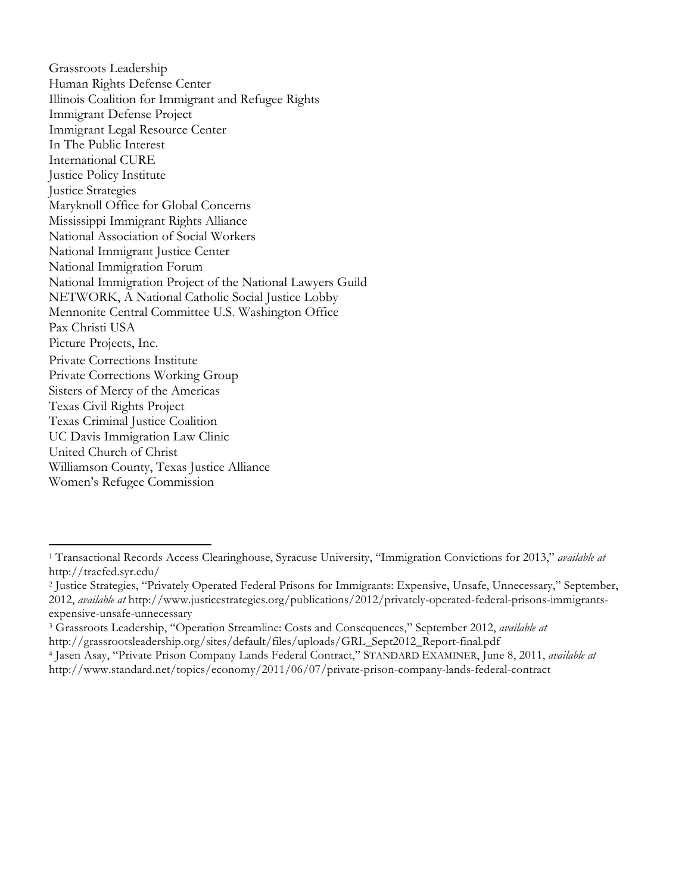Grassroots Leadership
Human Rights Defense Center
Illinois Coalition for Immigrant and Refugee Rights
Immigrant Defense Project
Immigrant Legal Resource Center
In The Public Interest
International CURE
Justice Policy Institute
Justice Strategies
Maryknoll Office for Global Concerns
Mississippi Immigrant Rights Alliance
National Association of Social Workers
National Immigrant Justice Center
National Immigration Forum
National Immigration Project of the National Lawyers Guild
NETWORK, A National Catholic Social Justice Lobby
Mennonite Central Committee U.S. Washington Office
Pax Christi USA
Picture Projects, Inc.
Private Corrections Institute
Private Corrections Working Group
Sisters of Mercy of the Americas
Texas Civil Rights Project
Texas Criminal Justice Coalition
UC Davis Immigration Law Clinic
United Church of Christ
Williamson County, Texas Justice Alliance
Women's Refugee Commission

---

[1] Transactional Records Access Clearinghouse, Syracuse University, "Immigration Convictions for 2013," *available at* http://tracfed.syr.edu/

[2] Justice Strategies, "Privately Operated Federal Prisons for Immigrants: Expensive, Unsafe, Unnecessary," September, 2012, *available at* http://www.justicestrategies.org/publications/2012/privately-operated-federal-prisons-immigrants-expensive-unsafe-unnecessary

[3] Grassroots Leadership, "Operation Streamline: Costs and Consequences," September 2012, *available at* http://grassrootsleadership.org/sites/default/files/uploads/GRL_Sept2012_Report-final.pdf

[4] Jasen Asay, "Private Prison Company Lands Federal Contract," STANDARD EXAMINER, June 8, 2011, *available at* http://www.standard.net/topics/economy/2011/06/07/private-prison-company-lands-federal-contract